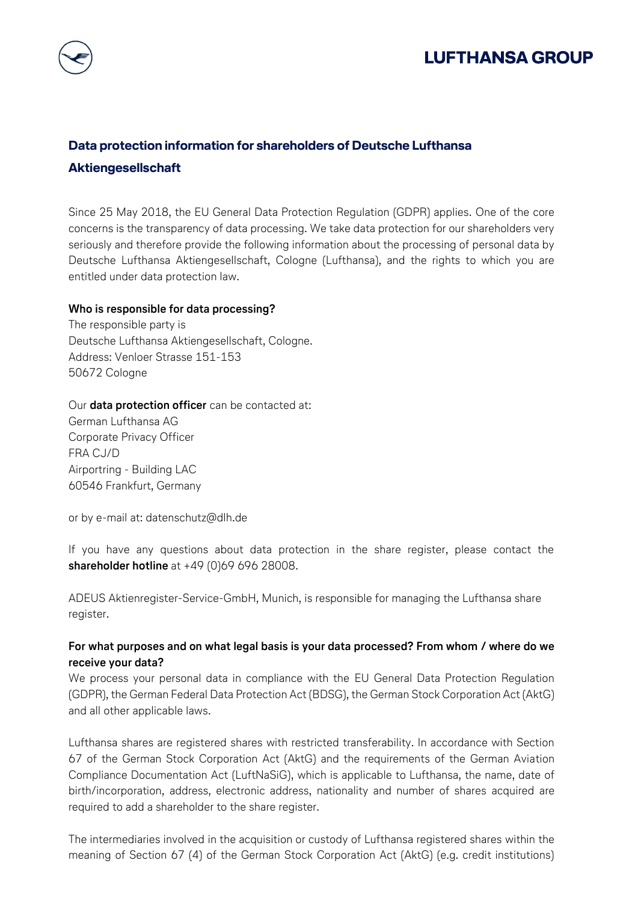## Data protection information for shareholders of Deutsche Lufthansa Aktiengesellschaft

Since 25 May 2018, the EU General Data Protection Regulation (GDPR) applies. One of the core concerns is the transparency of data processing. We take data protection for our shareholders very seriously and therefore provide the following information about the processing of personal data by Deutsche Lufthansa Aktiengesellschaft, Cologne (Lufthansa), and the rights to which you are entitled under data protection law.

**Who is responsible for data processing?**
The responsible party is
Deutsche Lufthansa Aktiengesellschaft, Cologne.
Address: Venloer Strasse 151-153
50672 Cologne

Our **data protection officer** can be contacted at:
German Lufthansa AG
Corporate Privacy Officer
FRA CJ/D
Airportring - Building LAC
60546 Frankfurt, Germany

or by e-mail at: datenschutz@dlh.de

If you have any questions about data protection in the share register, please contact the **shareholder hotline** at +49 (0)69 696 28008.

ADEUS Aktienregister-Service-GmbH, Munich, is responsible for managing the Lufthansa share register.

**For what purposes and on what legal basis is your data processed? From whom / where do we receive your data?**
We process your personal data in compliance with the EU General Data Protection Regulation (GDPR), the German Federal Data Protection Act (BDSG), the German Stock Corporation Act (AktG) and all other applicable laws.

Lufthansa shares are registered shares with restricted transferability. In accordance with Section 67 of the German Stock Corporation Act (AktG) and the requirements of the German Aviation Compliance Documentation Act (LuftNaSiG), which is applicable to Lufthansa, the name, date of birth/incorporation, address, electronic address, nationality and number of shares acquired are required to add a shareholder to the share register.

The intermediaries involved in the acquisition or custody of Lufthansa registered shares within the meaning of Section 67 (4) of the German Stock Corporation Act (AktG) (e.g. credit institutions)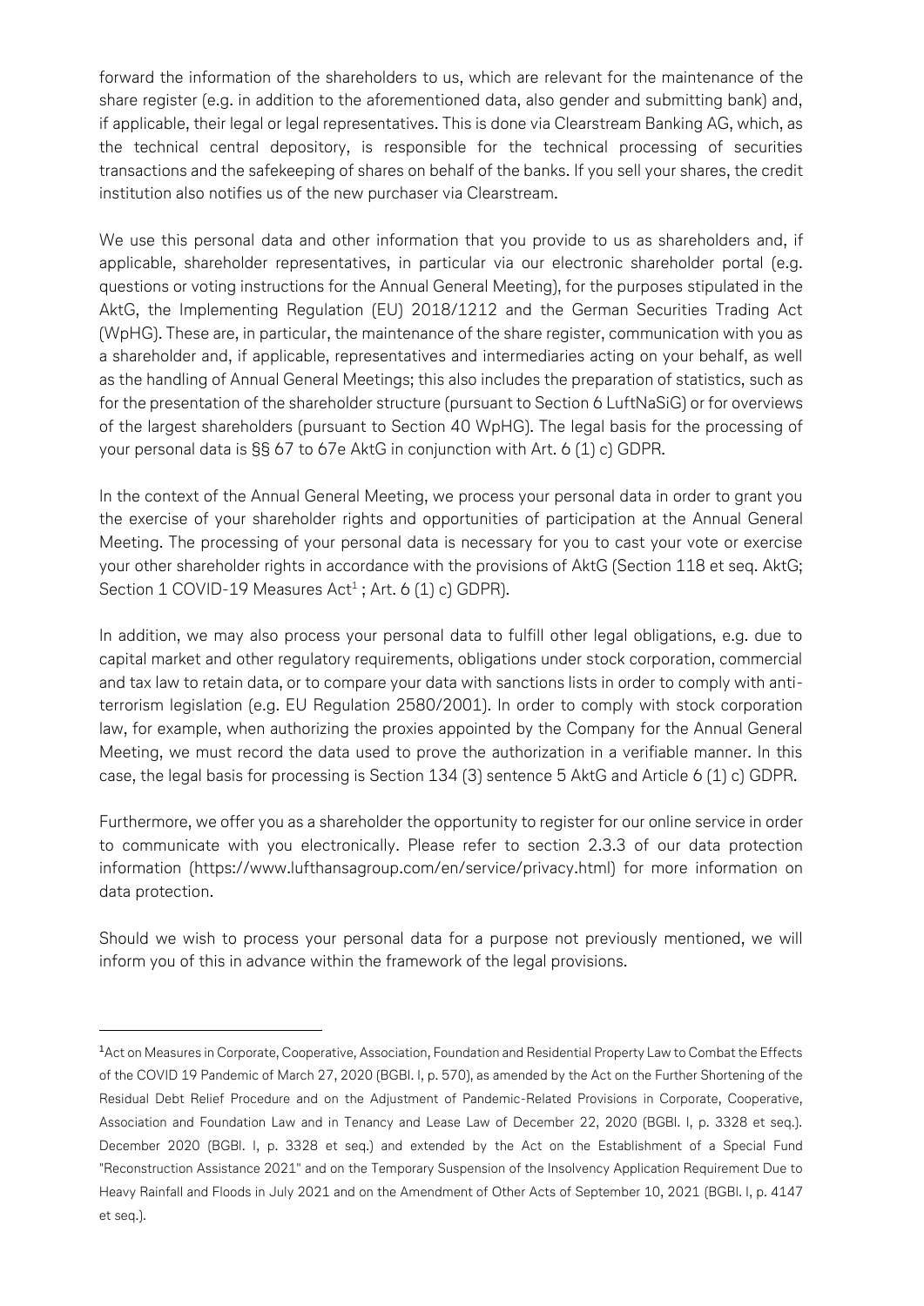forward the information of the shareholders to us, which are relevant for the maintenance of the share register (e.g. in addition to the aforementioned data, also gender and submitting bank) and, if applicable, their legal or legal representatives. This is done via Clearstream Banking AG, which, as the technical central depository, is responsible for the technical processing of securities transactions and the safekeeping of shares on behalf of the banks. If you sell your shares, the credit institution also notifies us of the new purchaser via Clearstream.

We use this personal data and other information that you provide to us as shareholders and, if applicable, shareholder representatives, in particular via our electronic shareholder portal (e.g. questions or voting instructions for the Annual General Meeting), for the purposes stipulated in the AktG, the Implementing Regulation (EU) 2018/1212 and the German Securities Trading Act (WpHG). These are, in particular, the maintenance of the share register, communication with you as a shareholder and, if applicable, representatives and intermediaries acting on your behalf, as well as the handling of Annual General Meetings; this also includes the preparation of statistics, such as for the presentation of the shareholder structure (pursuant to Section 6 LuftNaSiG) or for overviews of the largest shareholders (pursuant to Section 40 WpHG). The legal basis for the processing of your personal data is §§ 67 to 67e AktG in conjunction with Art. 6 (1) c) GDPR.

In the context of the Annual General Meeting, we process your personal data in order to grant you the exercise of your shareholder rights and opportunities of participation at the Annual General Meeting. The processing of your personal data is necessary for you to cast your vote or exercise your other shareholder rights in accordance with the provisions of AktG (Section 118 et seq. AktG; Section 1 COVID-19 Measures Act[1] ; Art. 6 (1) c) GDPR).

In addition, we may also process your personal data to fulfill other legal obligations, e.g. due to capital market and other regulatory requirements, obligations under stock corporation, commercial and tax law to retain data, or to compare your data with sanctions lists in order to comply with anti-terrorism legislation (e.g. EU Regulation 2580/2001). In order to comply with stock corporation law, for example, when authorizing the proxies appointed by the Company for the Annual General Meeting, we must record the data used to prove the authorization in a verifiable manner. In this case, the legal basis for processing is Section 134 (3) sentence 5 AktG and Article 6 (1) c) GDPR.

Furthermore, we offer you as a shareholder the opportunity to register for our online service in order to communicate with you electronically. Please refer to section 2.3.3 of our data protection information (https://www.lufthansagroup.com/en/service/privacy.html) for more information on data protection.

Should we wish to process your personal data for a purpose not previously mentioned, we will inform you of this in advance within the framework of the legal provisions.

---

[1] Act on Measures in Corporate, Cooperative, Association, Foundation and Residential Property Law to Combat the Effects of the COVID 19 Pandemic of March 27, 2020 (BGBl. I, p. 570), as amended by the Act on the Further Shortening of the Residual Debt Relief Procedure and on the Adjustment of Pandemic-Related Provisions in Corporate, Cooperative, Association and Foundation Law and in Tenancy and Lease Law of December 22, 2020 (BGBl. I, p. 3328 et seq.). December 2020 (BGBl. I, p. 3328 et seq.) and extended by the Act on the Establishment of a Special Fund "Reconstruction Assistance 2021" and on the Temporary Suspension of the Insolvency Application Requirement Due to Heavy Rainfall and Floods in July 2021 and on the Amendment of Other Acts of September 10, 2021 (BGBl. I, p. 4147 et seq.).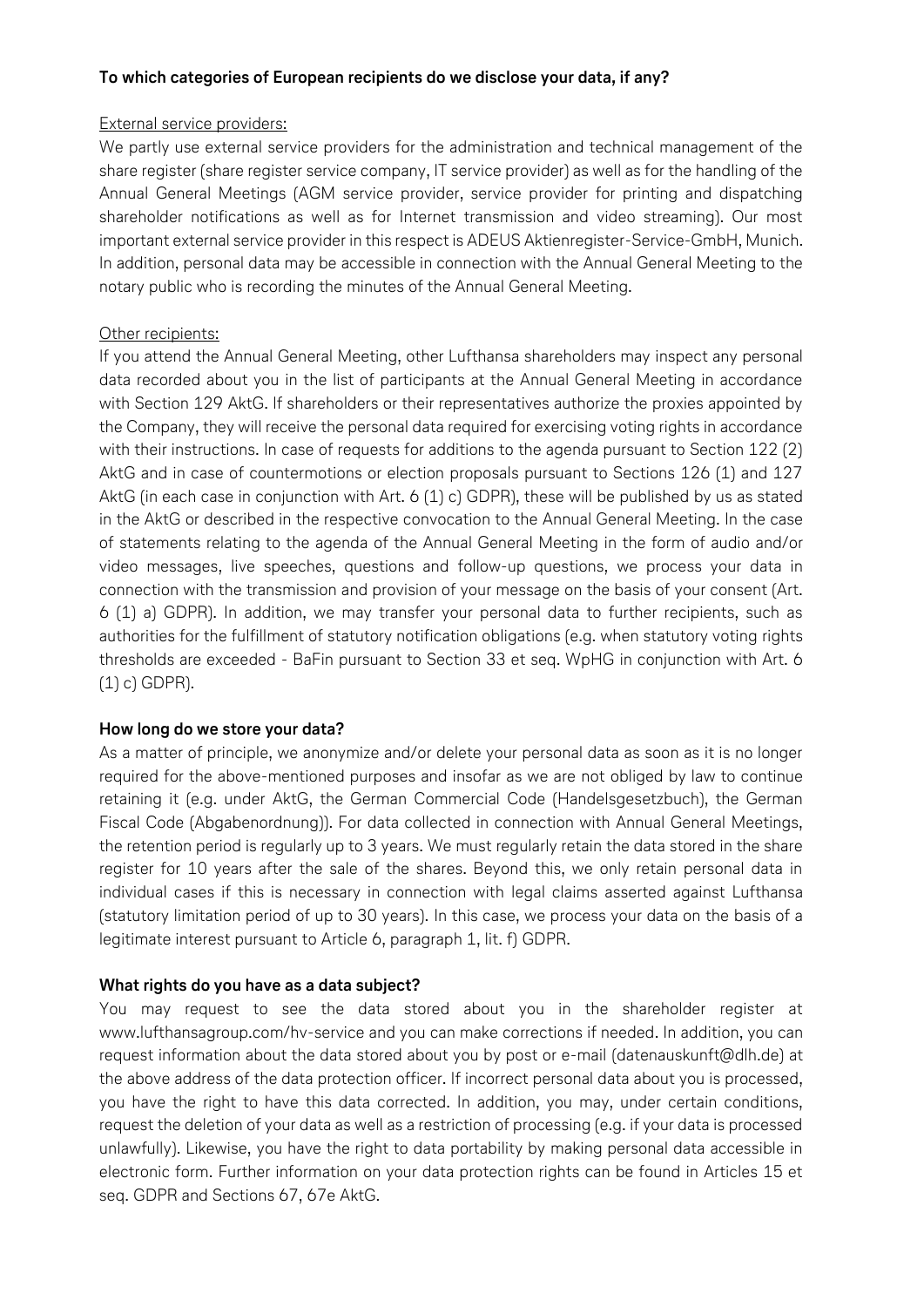**To which categories of European recipients do we disclose your data, if any?**

External service providers:

We partly use external service providers for the administration and technical management of the share register (share register service company, IT service provider) as well as for the handling of the Annual General Meetings (AGM service provider, service provider for printing and dispatching shareholder notifications as well as for Internet transmission and video streaming). Our most important external service provider in this respect is ADEUS Aktienregister-Service-GmbH, Munich. In addition, personal data may be accessible in connection with the Annual General Meeting to the notary public who is recording the minutes of the Annual General Meeting.

Other recipients:

If you attend the Annual General Meeting, other Lufthansa shareholders may inspect any personal data recorded about you in the list of participants at the Annual General Meeting in accordance with Section 129 AktG. If shareholders or their representatives authorize the proxies appointed by the Company, they will receive the personal data required for exercising voting rights in accordance with their instructions. In case of requests for additions to the agenda pursuant to Section 122 (2) AktG and in case of countermotions or election proposals pursuant to Sections 126 (1) and 127 AktG (in each case in conjunction with Art. 6 (1) c) GDPR), these will be published by us as stated in the AktG or described in the respective convocation to the Annual General Meeting. In the case of statements relating to the agenda of the Annual General Meeting in the form of audio and/or video messages, live speeches, questions and follow-up questions, we process your data in connection with the transmission and provision of your message on the basis of your consent (Art. 6 (1) a) GDPR). In addition, we may transfer your personal data to further recipients, such as authorities for the fulfillment of statutory notification obligations (e.g. when statutory voting rights thresholds are exceeded - BaFin pursuant to Section 33 et seq. WpHG in conjunction with Art. 6 (1) c) GDPR).

**How long do we store your data?**

As a matter of principle, we anonymize and/or delete your personal data as soon as it is no longer required for the above-mentioned purposes and insofar as we are not obliged by law to continue retaining it (e.g. under AktG, the German Commercial Code (Handelsgesetzbuch), the German Fiscal Code (Abgabenordnung)). For data collected in connection with Annual General Meetings, the retention period is regularly up to 3 years. We must regularly retain the data stored in the share register for 10 years after the sale of the shares. Beyond this, we only retain personal data in individual cases if this is necessary in connection with legal claims asserted against Lufthansa (statutory limitation period of up to 30 years). In this case, we process your data on the basis of a legitimate interest pursuant to Article 6, paragraph 1, lit. f) GDPR.

**What rights do you have as a data subject?**

You may request to see the data stored about you in the shareholder register at www.lufthansagroup.com/hv-service and you can make corrections if needed. In addition, you can request information about the data stored about you by post or e-mail (datenauskunft@dlh.de) at the above address of the data protection officer. If incorrect personal data about you is processed, you have the right to have this data corrected. In addition, you may, under certain conditions, request the deletion of your data as well as a restriction of processing (e.g. if your data is processed unlawfully). Likewise, you have the right to data portability by making personal data accessible in electronic form. Further information on your data protection rights can be found in Articles 15 et seq. GDPR and Sections 67, 67e AktG.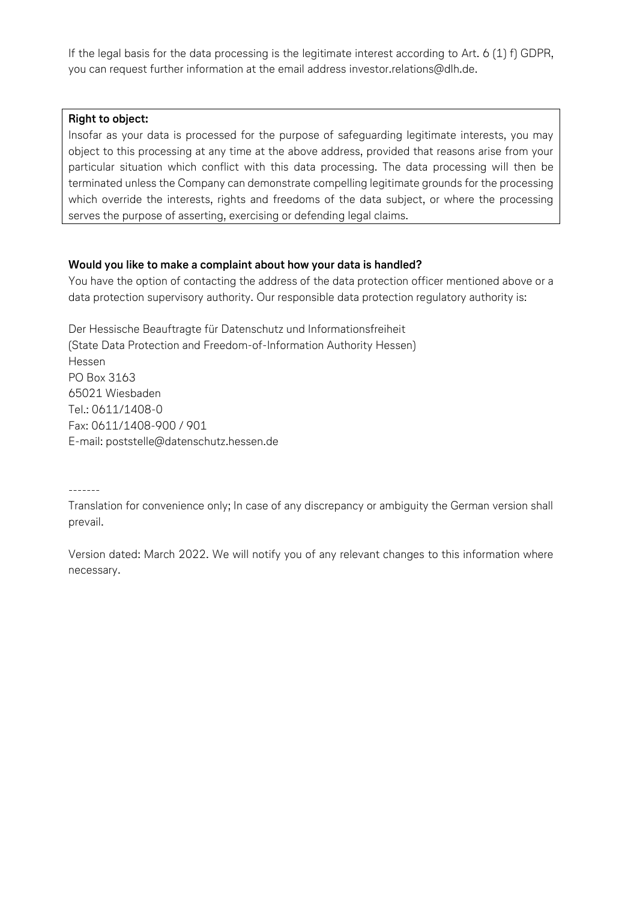If the legal basis for the data processing is the legitimate interest according to Art. 6 (1) f) GDPR, you can request further information at the email address investor.relations@dlh.de.

**Right to object:**

Insofar as your data is processed for the purpose of safeguarding legitimate interests, you may object to this processing at any time at the above address, provided that reasons arise from your particular situation which conflict with this data processing. The data processing will then be terminated unless the Company can demonstrate compelling legitimate grounds for the processing which override the interests, rights and freedoms of the data subject, or where the processing serves the purpose of asserting, exercising or defending legal claims.

**Would you like to make a complaint about how your data is handled?**

You have the option of contacting the address of the data protection officer mentioned above or a data protection supervisory authority. Our responsible data protection regulatory authority is:

Der Hessische Beauftragte für Datenschutz und Informationsfreiheit
(State Data Protection and Freedom-of-Information Authority Hessen)
Hessen
PO Box 3163
65021 Wiesbaden
Tel.: 0611/1408-0
Fax: 0611/1408-900 / 901
E-mail: poststelle@datenschutz.hessen.de

-------

Translation for convenience only; In case of any discrepancy or ambiguity the German version shall prevail.

Version dated: March 2022. We will notify you of any relevant changes to this information where necessary.